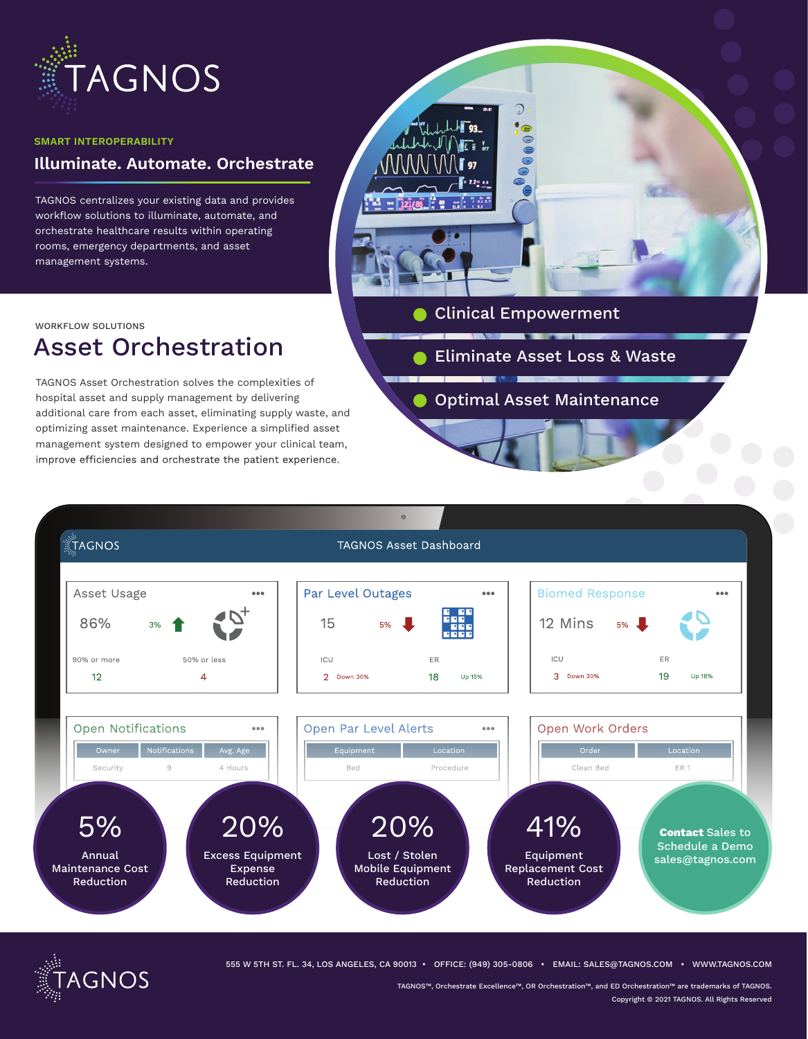# TAGNOS

SMART INTEROPERABILITY

**Illuminate. Automate. Orchestrate**

TAGNOS centralizes your existing data and provides workflow solutions to illuminate, automate, and orchestrate healthcare results within operating rooms, emergency departments, and asset management systems.

- Clinical Empowerment
- Eliminate Asset Loss & Waste
- Optimal Asset Maintenance

WORKFLOW SOLUTIONS

## Asset Orchestration

TAGNOS Asset Orchestration solves the complexities of hospital asset and supply management by delivering additional care from each asset, eliminating supply waste, and optimizing asset maintenance. Experience a simplified asset management system designed to empower your clinical team, improve efficiencies and orchestrate the patient experience.

### TAGNOS Asset Dashboard

**Asset Usage**

86% — 3% ↑

| 90% or more | 50% or less |
|---|---|
| 12 | 4 |

**Par Level Outages**

15 — 5% ↓

| ICU | | ER | |
|---|---|---|---|
| 2 | Down 30% | 18 | Up 15% |

**Biomed Response**

12 Mins — 5% ↓

| ICU | | ER | |
|---|---|---|---|
| 3 | Down 30% | 19 | Up 18% |

**Open Notifications**

| Owner | Notifications | Avg. Age |
|---|---|---|
| Security | 9 | 4 Hours |

**Open Par Level Alerts**

| Equipment | Location |
|---|---|
| Bed | Procedure |

**Open Work Orders**

| Order | Location |
|---|---|
| Clean Bed | ER 1 |

**5%** Annual Maintenance Cost Reduction

**20%** Excess Equipment Expense Reduction

**20%** Lost / Stolen Mobile Equipment Reduction

**41%** Equipment Replacement Cost Reduction

**Contact** Sales to Schedule a Demo sales@tagnos.com

555 W 5TH ST. FL. 34, LOS ANGELES, CA 90013 • OFFICE: (949) 305-0806 • EMAIL: SALES@TAGNOS.COM • WWW.TAGNOS.COM

TAGNOS™, Orchestrate Excellence™, OR Orchestration™, and ED Orchestration™ are trademarks of TAGNOS.

Copyright © 2021 TAGNOS. All Rights Reserved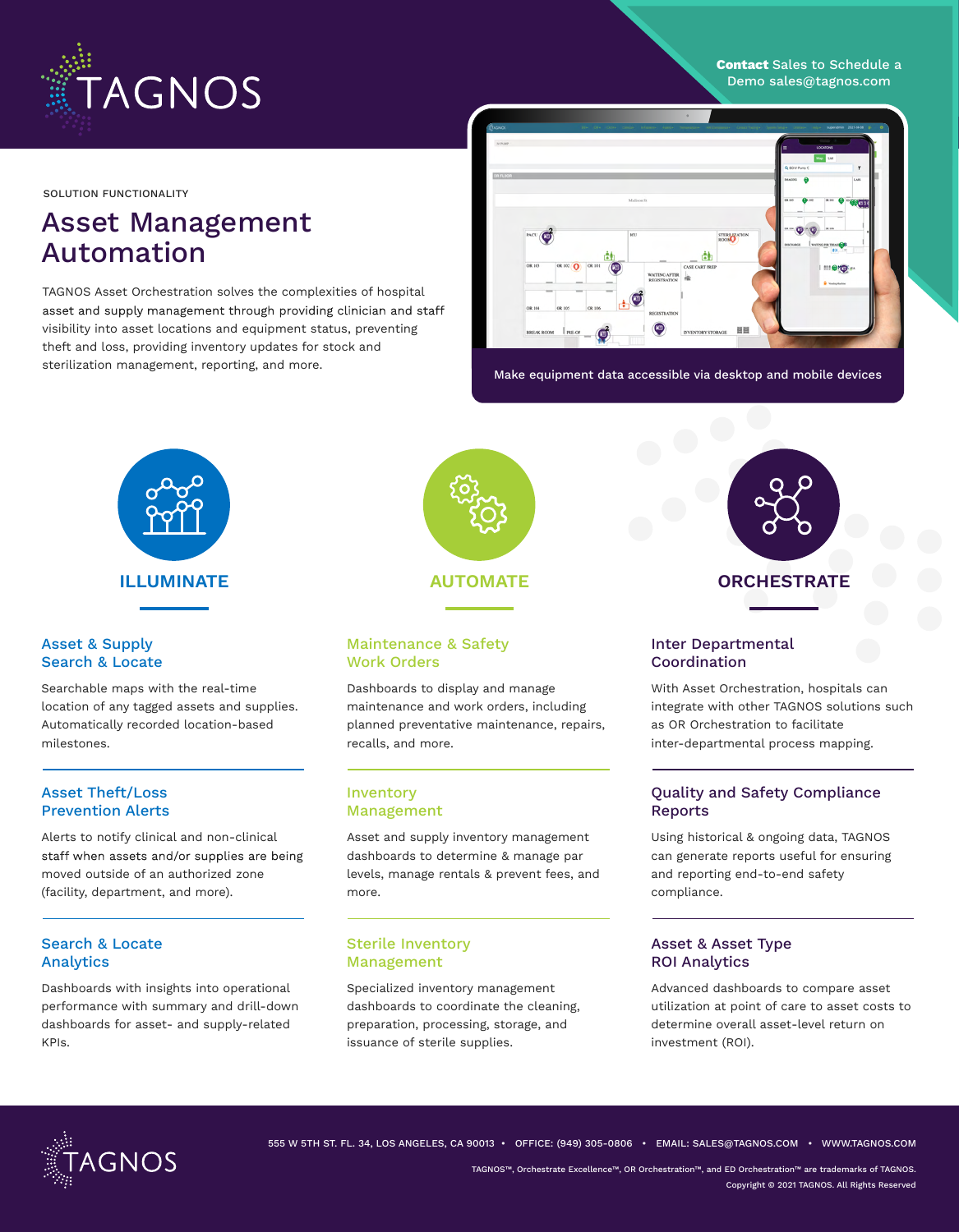**Contact** Sales to Schedule a Demo sales@tagnos.com

SOLUTION FUNCTIONALITY

# Asset Management Automation

TAGNOS Asset Orchestration solves the complexities of hospital asset and supply management through providing clinician and staff visibility into asset locations and equipment status, preventing theft and loss, providing inventory updates for stock and sterilization management, reporting, and more.

Make equipment data accessible via desktop and mobile devices

## ILLUMINATE

### Asset & Supply Search & Locate

Searchable maps with the real-time location of any tagged assets and supplies. Automatically recorded location-based milestones.

### Asset Theft/Loss Prevention Alerts

Alerts to notify clinical and non-clinical staff when assets and/or supplies are being moved outside of an authorized zone (facility, department, and more).

### Search & Locate Analytics

Dashboards with insights into operational performance with summary and drill-down dashboards for asset- and supply-related KPIs.

## AUTOMATE

### Maintenance & Safety Work Orders

Dashboards to display and manage maintenance and work orders, including planned preventative maintenance, repairs, recalls, and more.

### Inventory Management

Asset and supply inventory management dashboards to determine & manage par levels, manage rentals & prevent fees, and more.

### Sterile Inventory Management

Specialized inventory management dashboards to coordinate the cleaning, preparation, processing, storage, and issuance of sterile supplies.

## ORCHESTRATE

### Inter Departmental Coordination

With Asset Orchestration, hospitals can integrate with other TAGNOS solutions such as OR Orchestration to facilitate inter-departmental process mapping.

### Quality and Safety Compliance Reports

Using historical & ongoing data, TAGNOS can generate reports useful for ensuring and reporting end-to-end safety compliance.

### Asset & Asset Type ROI Analytics

Advanced dashboards to compare asset utilization at point of care to asset costs to determine overall asset-level return on investment (ROI).

555 W 5TH ST. FL. 34, LOS ANGELES, CA 90013 • OFFICE: (949) 305-0806 • EMAIL: SALES@TAGNOS.COM • WWW.TAGNOS.COM

TAGNOS™, Orchestrate Excellence™, OR Orchestration™, and ED Orchestration™ are trademarks of TAGNOS.
Copyright © 2021 TAGNOS. All Rights Reserved